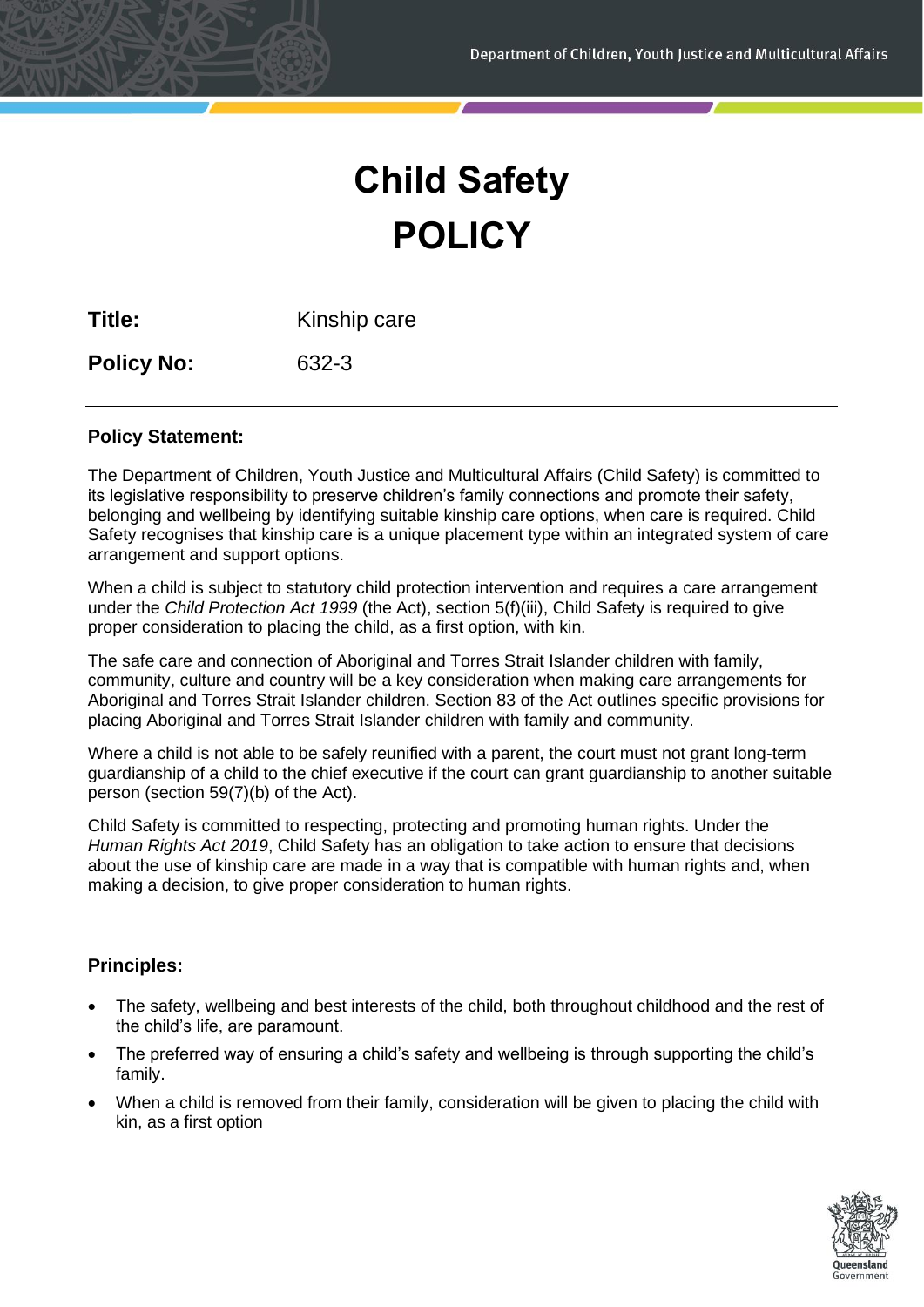# Child Safety POLICY

| | |
|---|---|
| **Title:** | Kinship care |
| **Policy No:** | 632-3 |

**Policy Statement:**

The Department of Children, Youth Justice and Multicultural Affairs (Child Safety) is committed to its legislative responsibility to preserve children's family connections and promote their safety, belonging and wellbeing by identifying suitable kinship care options, when care is required. Child Safety recognises that kinship care is a unique placement type within an integrated system of care arrangement and support options.

When a child is subject to statutory child protection intervention and requires a care arrangement under the *Child Protection Act 1999* (the Act), section 5(f)(iii), Child Safety is required to give proper consideration to placing the child, as a first option, with kin.

The safe care and connection of Aboriginal and Torres Strait Islander children with family, community, culture and country will be a key consideration when making care arrangements for Aboriginal and Torres Strait Islander children. Section 83 of the Act outlines specific provisions for placing Aboriginal and Torres Strait Islander children with family and community.

Where a child is not able to be safely reunified with a parent, the court must not grant long-term guardianship of a child to the chief executive if the court can grant guardianship to another suitable person (section 59(7)(b) of the Act).

Child Safety is committed to respecting, protecting and promoting human rights. Under the *Human Rights Act 2019*, Child Safety has an obligation to take action to ensure that decisions about the use of kinship care are made in a way that is compatible with human rights and, when making a decision, to give proper consideration to human rights.

**Principles:**

- The safety, wellbeing and best interests of the child, both throughout childhood and the rest of the child's life, are paramount.
- The preferred way of ensuring a child's safety and wellbeing is through supporting the child's family.
- When a child is removed from their family, consideration will be given to placing the child with kin, as a first option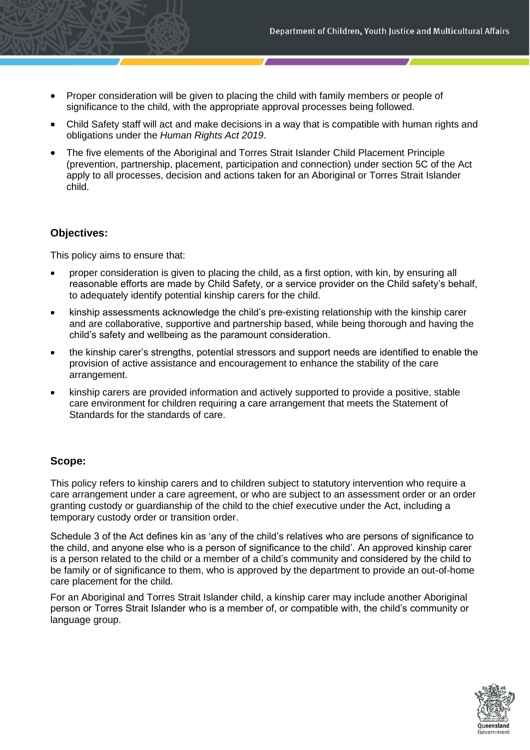- Proper consideration will be given to placing the child with family members or people of significance to the child, with the appropriate approval processes being followed.
- Child Safety staff will act and make decisions in a way that is compatible with human rights and obligations under the *Human Rights Act 2019*.
- The five elements of the Aboriginal and Torres Strait Islander Child Placement Principle (prevention, partnership, placement, participation and connection) under section 5C of the Act apply to all processes, decision and actions taken for an Aboriginal or Torres Strait Islander child.

## Objectives:

This policy aims to ensure that:

- proper consideration is given to placing the child, as a first option, with kin, by ensuring all reasonable efforts are made by Child Safety, or a service provider on the Child safety's behalf, to adequately identify potential kinship carers for the child.
- kinship assessments acknowledge the child's pre-existing relationship with the kinship carer and are collaborative, supportive and partnership based, while being thorough and having the child's safety and wellbeing as the paramount consideration.
- the kinship carer's strengths, potential stressors and support needs are identified to enable the provision of active assistance and encouragement to enhance the stability of the care arrangement.
- kinship carers are provided information and actively supported to provide a positive, stable care environment for children requiring a care arrangement that meets the Statement of Standards for the standards of care.

## Scope:

This policy refers to kinship carers and to children subject to statutory intervention who require a care arrangement under a care agreement, or who are subject to an assessment order or an order granting custody or guardianship of the child to the chief executive under the Act, including a temporary custody order or transition order.

Schedule 3 of the Act defines kin as 'any of the child's relatives who are persons of significance to the child, and anyone else who is a person of significance to the child'. An approved kinship carer is a person related to the child or a member of a child's community and considered by the child to be family or of significance to them, who is approved by the department to provide an out-of-home care placement for the child.

For an Aboriginal and Torres Strait Islander child, a kinship carer may include another Aboriginal person or Torres Strait Islander who is a member of, or compatible with, the child's community or language group.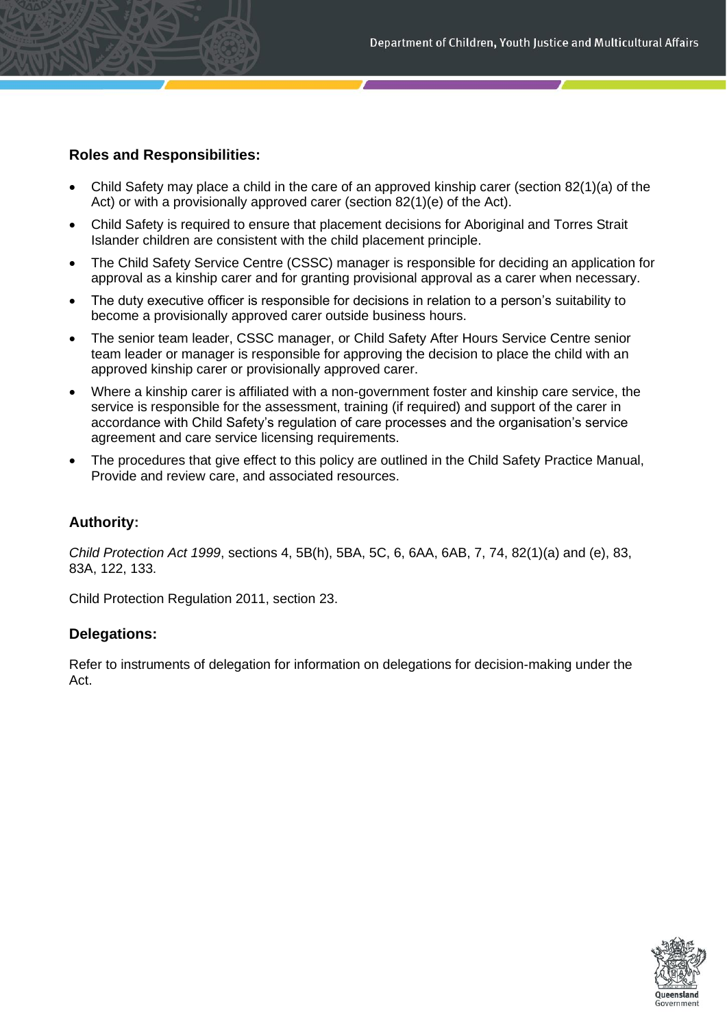## Roles and Responsibilities:

- Child Safety may place a child in the care of an approved kinship carer (section 82(1)(a) of the Act) or with a provisionally approved carer (section 82(1)(e) of the Act).
- Child Safety is required to ensure that placement decisions for Aboriginal and Torres Strait Islander children are consistent with the child placement principle.
- The Child Safety Service Centre (CSSC) manager is responsible for deciding an application for approval as a kinship carer and for granting provisional approval as a carer when necessary.
- The duty executive officer is responsible for decisions in relation to a person's suitability to become a provisionally approved carer outside business hours.
- The senior team leader, CSSC manager, or Child Safety After Hours Service Centre senior team leader or manager is responsible for approving the decision to place the child with an approved kinship carer or provisionally approved carer.
- Where a kinship carer is affiliated with a non-government foster and kinship care service, the service is responsible for the assessment, training (if required) and support of the carer in accordance with Child Safety's regulation of care processes and the organisation's service agreement and care service licensing requirements.
- The procedures that give effect to this policy are outlined in the Child Safety Practice Manual, Provide and review care, and associated resources.

## Authority:

*Child Protection Act 1999*, sections 4, 5B(h), 5BA, 5C, 6, 6AA, 6AB, 7, 74, 82(1)(a) and (e), 83, 83A, 122, 133.

Child Protection Regulation 2011, section 23.

## Delegations:

Refer to instruments of delegation for information on delegations for decision-making under the Act.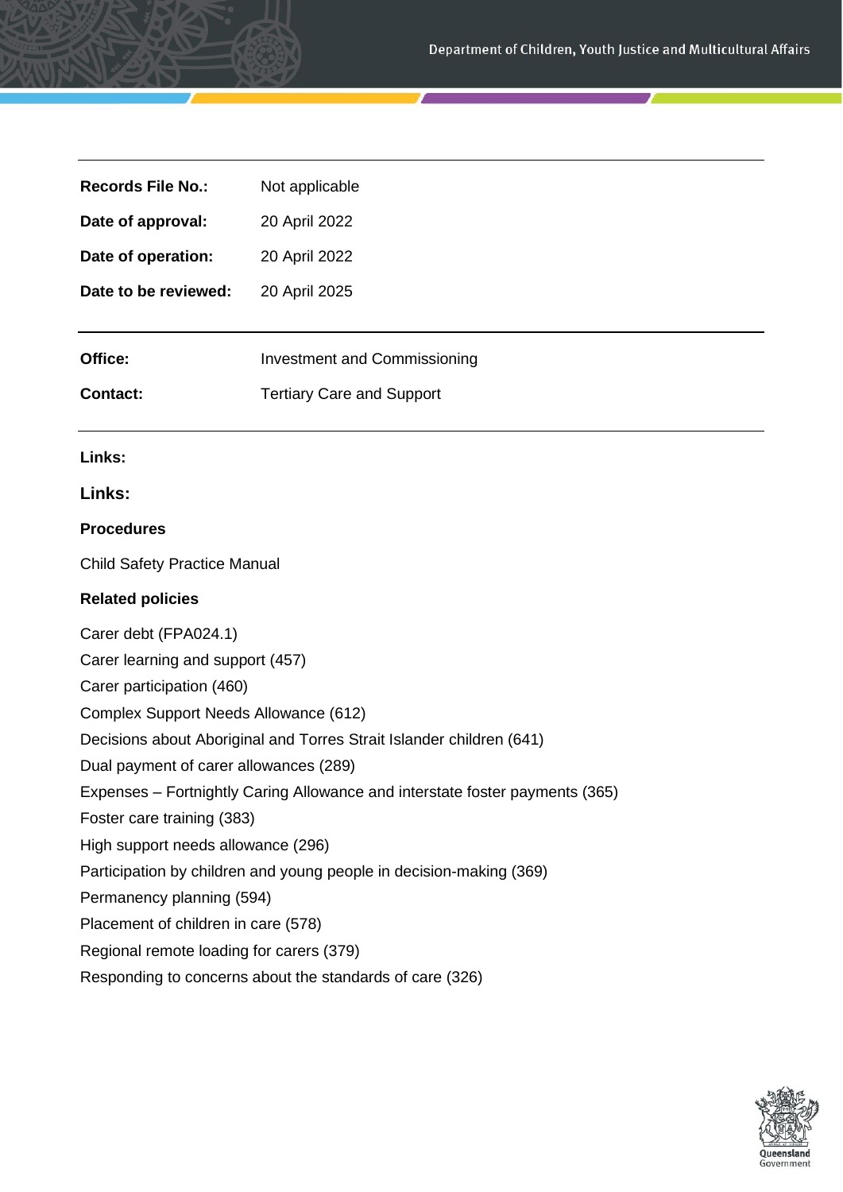| | |
|---|---|
| **Records File No.:** | Not applicable |
| **Date of approval:** | 20 April 2022 |
| **Date of operation:** | 20 April 2022 |
| **Date to be reviewed:** | 20 April 2025 |

| | |
|---|---|
| **Office:** | Investment and Commissioning |
| **Contact:** | Tertiary Care and Support |

**Links:**

**Links:**

**Procedures**

Child Safety Practice Manual

**Related policies**

Carer debt (FPA024.1)
Carer learning and support (457)
Carer participation (460)
Complex Support Needs Allowance (612)
Decisions about Aboriginal and Torres Strait Islander children (641)
Dual payment of carer allowances (289)
Expenses – Fortnightly Caring Allowance and interstate foster payments (365)
Foster care training (383)
High support needs allowance (296)
Participation by children and young people in decision-making (369)
Permanency planning (594)
Placement of children in care (578)
Regional remote loading for carers (379)
Responding to concerns about the standards of care (326)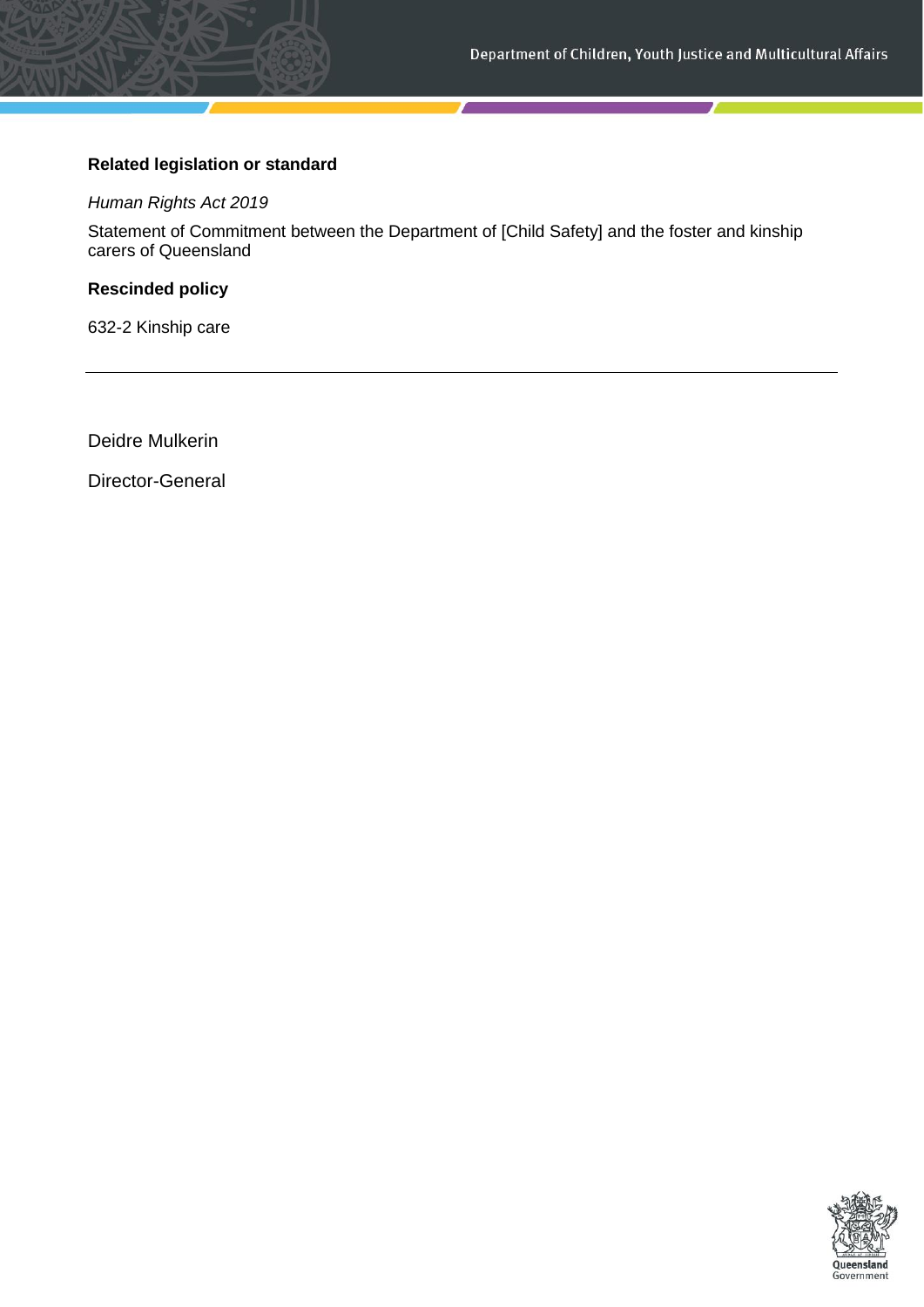**Related legislation or standard**

*Human Rights Act 2019*

Statement of Commitment between the Department of [Child Safety] and the foster and kinship carers of Queensland

**Rescinded policy**

632-2 Kinship care

---

Deidre Mulkerin

Director-General